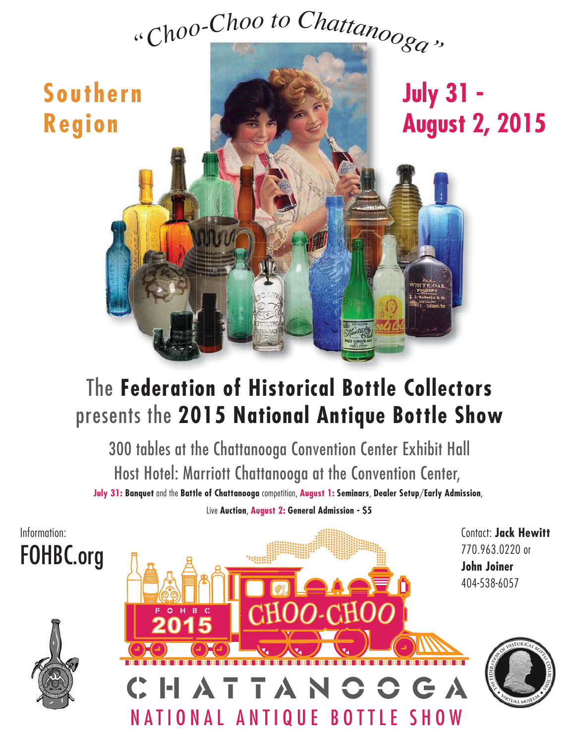# "Choo-Choo to Chattanooga"

**Southern Region**

**July 31 - August 2, 2015**

## The **Federation of Historical Bottle Collectors** presents the **2015 National Antique Bottle Show**

300 tables at the Chattanooga Convention Center Exhibit Hall

Host Hotel: Marriott Chattanooga at the Convention Center,

**July 31:** **Banquet** and the **Battle of Chattanooga** competition, **August 1:** **Seminars**, **Dealer Setup**/**Early Admission**, Live **Auction**, **August 2:** **General Admission - $5**

Information:
FOHBC.org

Contact: **Jack Hewitt**
770.963.0220 or
**John Joiner**
404-538-6057

FOHBC 2015 CHOO-CHOO

CHATTANOOGA

NATIONAL ANTIQUE BOTTLE SHOW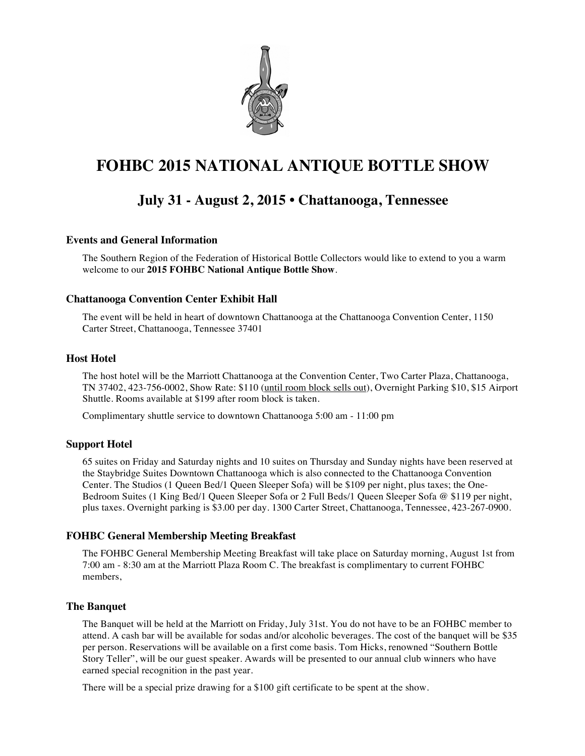# FOHBC 2015 NATIONAL ANTIQUE BOTTLE SHOW

## July 31 - August 2, 2015 • Chattanooga, Tennessee

### Events and General Information

The Southern Region of the Federation of Historical Bottle Collectors would like to extend to you a warm welcome to our **2015 FOHBC National Antique Bottle Show**.

### Chattanooga Convention Center Exhibit Hall

The event will be held in heart of downtown Chattanooga at the Chattanooga Convention Center, 1150 Carter Street, Chattanooga, Tennessee 37401

### Host Hotel

The host hotel will be the Marriott Chattanooga at the Convention Center, Two Carter Plaza, Chattanooga, TN 37402, 423-756-0002, Show Rate: $110 (until room block sells out), Overnight Parking $10, $15 Airport Shuttle. Rooms available at $199 after room block is taken.

Complimentary shuttle service to downtown Chattanooga 5:00 am - 11:00 pm

### Support Hotel

65 suites on Friday and Saturday nights and 10 suites on Thursday and Sunday nights have been reserved at the Staybridge Suites Downtown Chattanooga which is also connected to the Chattanooga Convention Center. The Studios (1 Queen Bed/1 Queen Sleeper Sofa) will be $109 per night, plus taxes; the One-Bedroom Suites (1 King Bed/1 Queen Sleeper Sofa or 2 Full Beds/1 Queen Sleeper Sofa @ $119 per night, plus taxes. Overnight parking is $3.00 per day. 1300 Carter Street, Chattanooga, Tennessee, 423-267-0900.

### FOHBC General Membership Meeting Breakfast

The FOHBC General Membership Meeting Breakfast will take place on Saturday morning, August 1st from 7:00 am - 8:30 am at the Marriott Plaza Room C. The breakfast is complimentary to current FOHBC members,

### The Banquet

The Banquet will be held at the Marriott on Friday, July 31st. You do not have to be an FOHBC member to attend. A cash bar will be available for sodas and/or alcoholic beverages. The cost of the banquet will be $35 per person. Reservations will be available on a first come basis. Tom Hicks, renowned "Southern Bottle Story Teller", will be our guest speaker. Awards will be presented to our annual club winners who have earned special recognition in the past year.

There will be a special prize drawing for a $100 gift certificate to be spent at the show.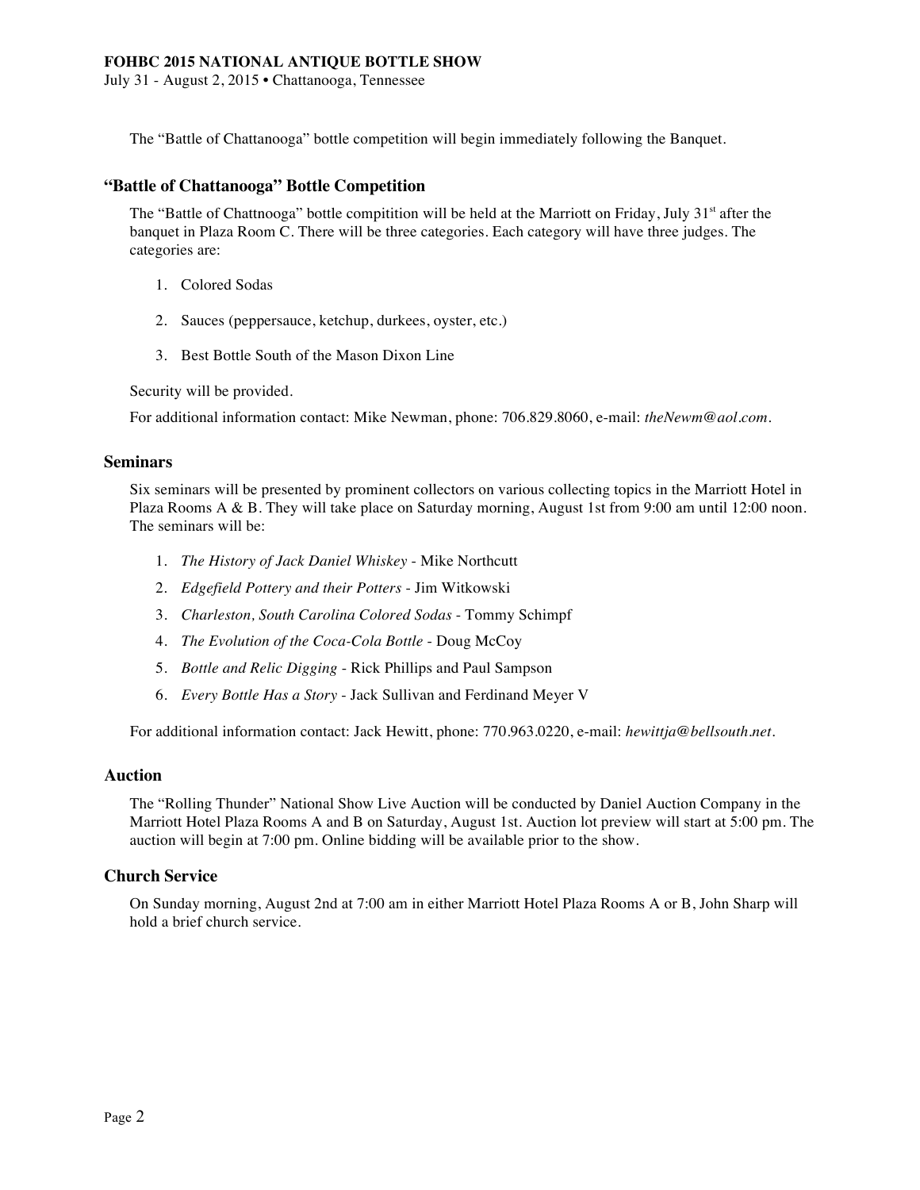The "Battle of Chattanooga" bottle competition will begin immediately following the Banquet.

### "Battle of Chattanooga" Bottle Competition

The "Battle of Chattnooga" bottle compitition will be held at the Marriott on Friday, July 31st after the banquet in Plaza Room C. There will be three categories. Each category will have three judges. The categories are:

1. Colored Sodas
2. Sauces (peppersauce, ketchup, durkees, oyster, etc.)
3. Best Bottle South of the Mason Dixon Line

Security will be provided.

For additional information contact: Mike Newman, phone: 706.829.8060, e-mail: *theNewm@aol.com*.

### Seminars

Six seminars will be presented by prominent collectors on various collecting topics in the Marriott Hotel in Plaza Rooms A & B. They will take place on Saturday morning, August 1st from 9:00 am until 12:00 noon. The seminars will be:

1. *The History of Jack Daniel Whiskey* - Mike Northcutt
2. *Edgefield Pottery and their Potters* - Jim Witkowski
3. *Charleston, South Carolina Colored Sodas* - Tommy Schimpf
4. *The Evolution of the Coca-Cola Bottle* - Doug McCoy
5. *Bottle and Relic Digging* - Rick Phillips and Paul Sampson
6. *Every Bottle Has a Story* - Jack Sullivan and Ferdinand Meyer V

For additional information contact: Jack Hewitt, phone: 770.963.0220, e-mail: *hewittja@bellsouth.net*.

### Auction

The "Rolling Thunder" National Show Live Auction will be conducted by Daniel Auction Company in the Marriott Hotel Plaza Rooms A and B on Saturday, August 1st. Auction lot preview will start at 5:00 pm. The auction will begin at 7:00 pm. Online bidding will be available prior to the show.

### Church Service

On Sunday morning, August 2nd at 7:00 am in either Marriott Hotel Plaza Rooms A or B, John Sharp will hold a brief church service.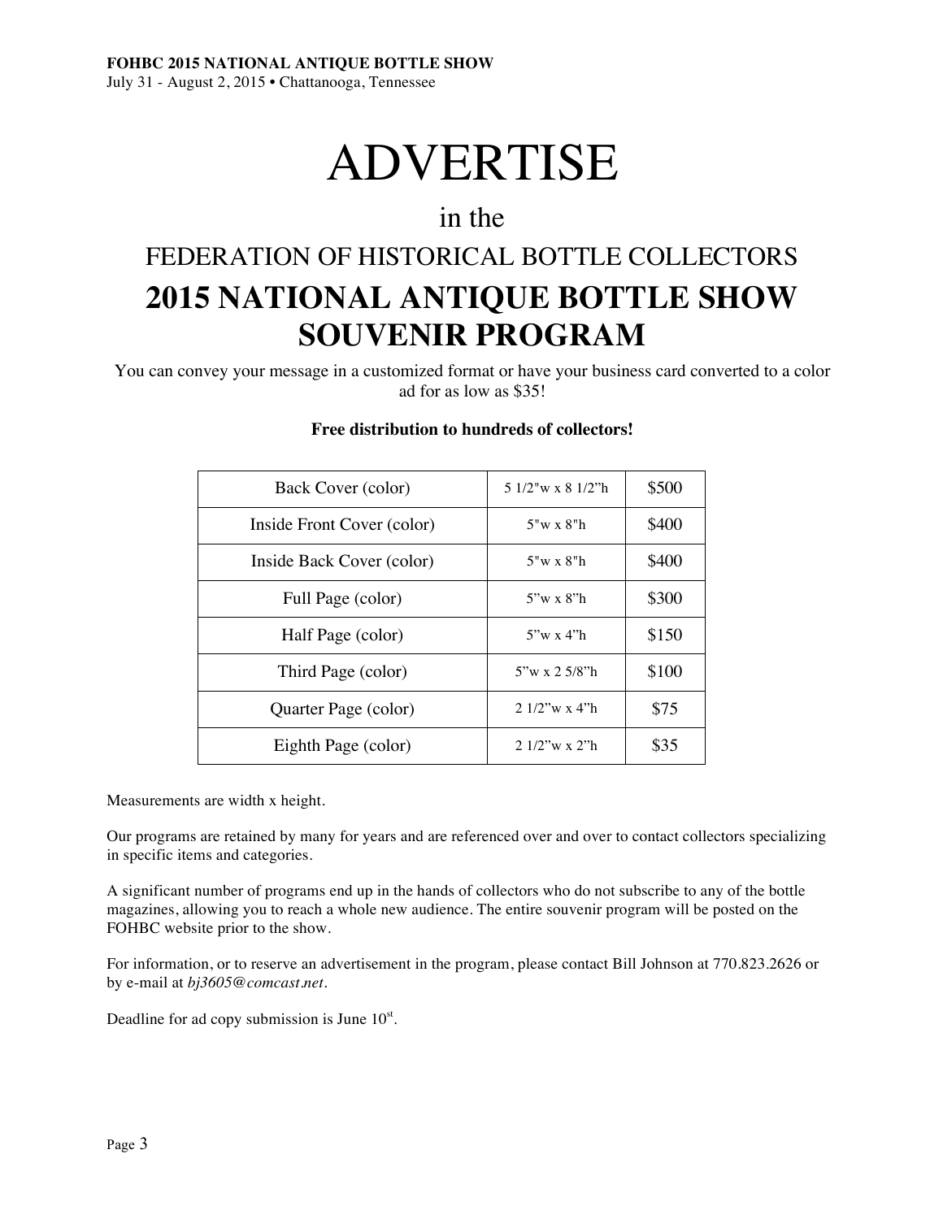# ADVERTISE

## in the

## FEDERATION OF HISTORICAL BOTTLE COLLECTORS

# 2015 NATIONAL ANTIQUE BOTTLE SHOW SOUVENIR PROGRAM

You can convey your message in a customized format or have your business card converted to a color ad for as low as $35!

**Free distribution to hundreds of collectors!**

| Ad | Size | Price |
|---|---|---|
| Back Cover (color) | 5 1/2"w x 8 1/2"h | $500 |
| Inside Front Cover (color) | 5"w x 8"h | $400 |
| Inside Back Cover (color) | 5"w x 8"h | $400 |
| Full Page (color) | 5"w x 8"h | $300 |
| Half Page (color) | 5"w x 4"h | $150 |
| Third Page (color) | 5"w x 2 5/8"h | $100 |
| Quarter Page (color) | 2 1/2"w x 4"h | $75 |
| Eighth Page (color) | 2 1/2"w x 2"h | $35 |

Measurements are width x height.

Our programs are retained by many for years and are referenced over and over to contact collectors specializing in specific items and categories.

A significant number of programs end up in the hands of collectors who do not subscribe to any of the bottle magazines, allowing you to reach a whole new audience. The entire souvenir program will be posted on the FOHBC website prior to the show.

For information, or to reserve an advertisement in the program, please contact Bill Johnson at 770.823.2626 or by e-mail at *bj3605@comcast.net*.

Deadline for ad copy submission is June 10th.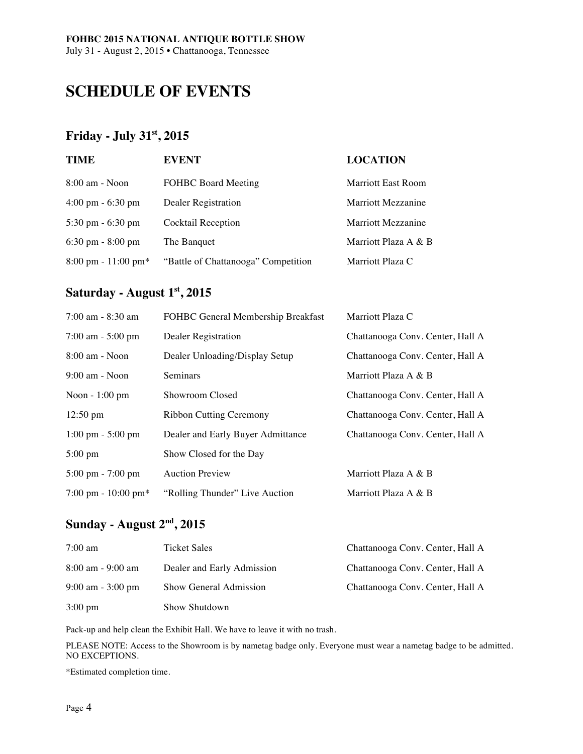**FOHBC 2015 NATIONAL ANTIQUE BOTTLE SHOW**
July 31 - August 2, 2015 • Chattanooga, Tennessee

# SCHEDULE OF EVENTS

## Friday - July 31st, 2015

| TIME | EVENT | LOCATION |
|---|---|---|
| 8:00 am - Noon | FOHBC Board Meeting | Marriott East Room |
| 4:00 pm - 6:30 pm | Dealer Registration | Marriott Mezzanine |
| 5:30 pm - 6:30 pm | Cocktail Reception | Marriott Mezzanine |
| 6:30 pm - 8:00 pm | The Banquet | Marriott Plaza A & B |
| 8:00 pm - 11:00 pm* | “Battle of Chattanooga” Competition | Marriott Plaza C |

## Saturday - August 1st, 2015

| TIME | EVENT | LOCATION |
|---|---|---|
| 7:00 am - 8:30 am | FOHBC General Membership Breakfast | Marriott Plaza C |
| 7:00 am - 5:00 pm | Dealer Registration | Chattanooga Conv. Center, Hall A |
| 8:00 am - Noon | Dealer Unloading/Display Setup | Chattanooga Conv. Center, Hall A |
| 9:00 am - Noon | Seminars | Marriott Plaza A & B |
| Noon - 1:00 pm | Showroom Closed | Chattanooga Conv. Center, Hall A |
| 12:50 pm | Ribbon Cutting Ceremony | Chattanooga Conv. Center, Hall A |
| 1:00 pm - 5:00 pm | Dealer and Early Buyer Admittance | Chattanooga Conv. Center, Hall A |
| 5:00 pm | Show Closed for the Day | |
| 5:00 pm - 7:00 pm | Auction Preview | Marriott Plaza A & B |
| 7:00 pm - 10:00 pm* | “Rolling Thunder” Live Auction | Marriott Plaza A & B |

## Sunday - August 2nd, 2015

| TIME | EVENT | LOCATION |
|---|---|---|
| 7:00 am | Ticket Sales | Chattanooga Conv. Center, Hall A |
| 8:00 am - 9:00 am | Dealer and Early Admission | Chattanooga Conv. Center, Hall A |
| 9:00 am - 3:00 pm | Show General Admission | Chattanooga Conv. Center, Hall A |
| 3:00 pm | Show Shutdown | |

Pack-up and help clean the Exhibit Hall. We have to leave it with no trash.

PLEASE NOTE: Access to the Showroom is by nametag badge only. Everyone must wear a nametag badge to be admitted. NO EXCEPTIONS.

*Estimated completion time.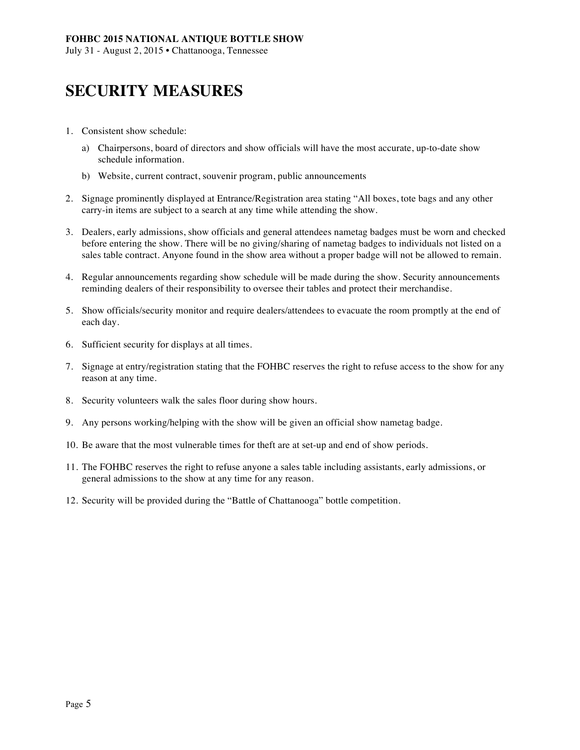# SECURITY MEASURES

1. Consistent show schedule:
   a) Chairpersons, board of directors and show officials will have the most accurate, up-to-date show schedule information.
   b) Website, current contract, souvenir program, public announcements
2. Signage prominently displayed at Entrance/Registration area stating "All boxes, tote bags and any other carry-in items are subject to a search at any time while attending the show.
3. Dealers, early admissions, show officials and general attendees nametag badges must be worn and checked before entering the show. There will be no giving/sharing of nametag badges to individuals not listed on a sales table contract. Anyone found in the show area without a proper badge will not be allowed to remain.
4. Regular announcements regarding show schedule will be made during the show. Security announcements reminding dealers of their responsibility to oversee their tables and protect their merchandise.
5. Show officials/security monitor and require dealers/attendees to evacuate the room promptly at the end of each day.
6. Sufficient security for displays at all times.
7. Signage at entry/registration stating that the FOHBC reserves the right to refuse access to the show for any reason at any time.
8. Security volunteers walk the sales floor during show hours.
9. Any persons working/helping with the show will be given an official show nametag badge.
10. Be aware that the most vulnerable times for theft are at set-up and end of show periods.
11. The FOHBC reserves the right to refuse anyone a sales table including assistants, early admissions, or general admissions to the show at any time for any reason.
12. Security will be provided during the "Battle of Chattanooga" bottle competition.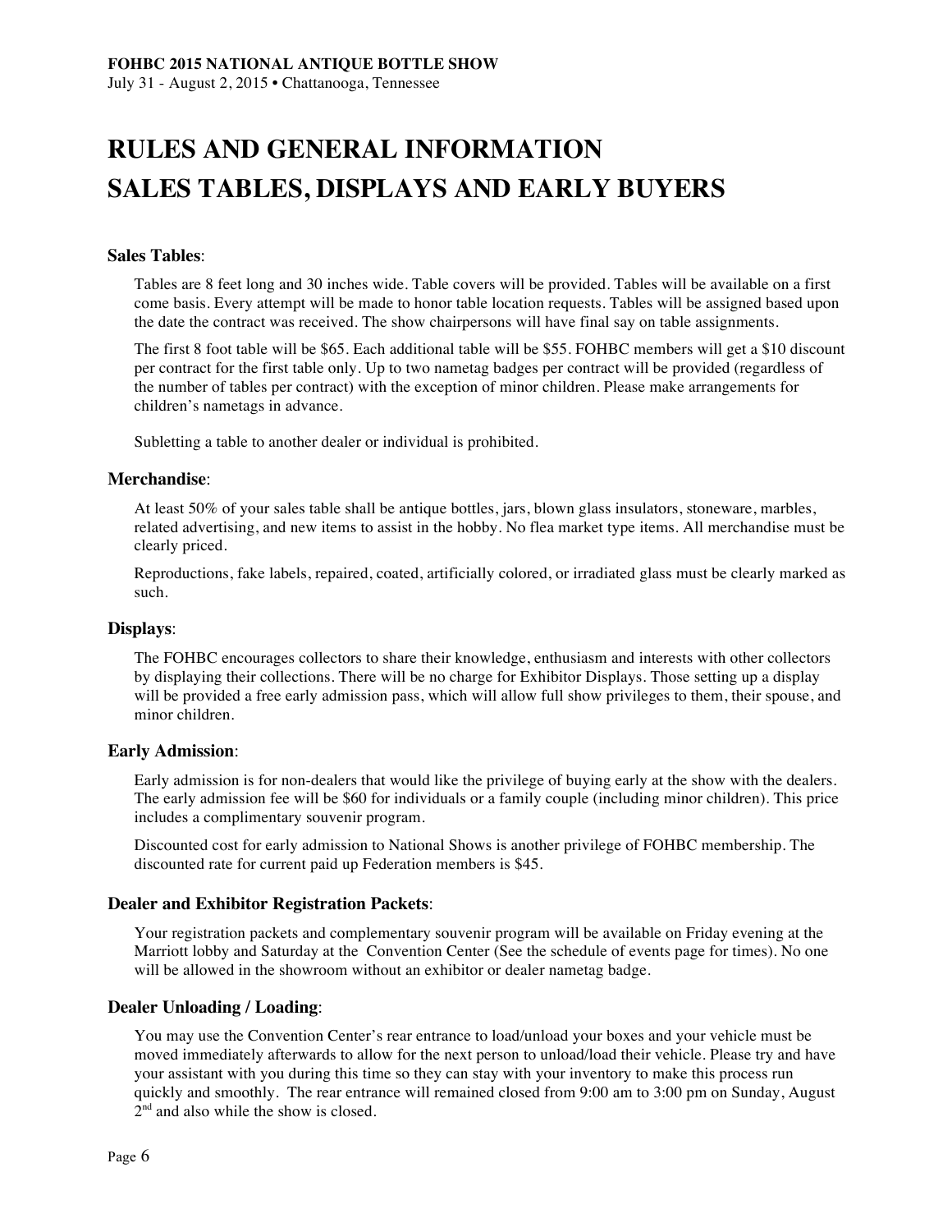# RULES AND GENERAL INFORMATION
# SALES TABLES, DISPLAYS AND EARLY BUYERS

### Sales Tables:

Tables are 8 feet long and 30 inches wide. Table covers will be provided. Tables will be available on a first come basis. Every attempt will be made to honor table location requests. Tables will be assigned based upon the date the contract was received. The show chairpersons will have final say on table assignments.

The first 8 foot table will be $65. Each additional table will be $55. FOHBC members will get a $10 discount per contract for the first table only. Up to two nametag badges per contract will be provided (regardless of the number of tables per contract) with the exception of minor children. Please make arrangements for children's nametags in advance.

Subletting a table to another dealer or individual is prohibited.

### Merchandise:

At least 50% of your sales table shall be antique bottles, jars, blown glass insulators, stoneware, marbles, related advertising, and new items to assist in the hobby. No flea market type items. All merchandise must be clearly priced.

Reproductions, fake labels, repaired, coated, artificially colored, or irradiated glass must be clearly marked as such.

### Displays:

The FOHBC encourages collectors to share their knowledge, enthusiasm and interests with other collectors by displaying their collections. There will be no charge for Exhibitor Displays. Those setting up a display will be provided a free early admission pass, which will allow full show privileges to them, their spouse, and minor children.

### Early Admission:

Early admission is for non-dealers that would like the privilege of buying early at the show with the dealers. The early admission fee will be $60 for individuals or a family couple (including minor children). This price includes a complimentary souvenir program.

Discounted cost for early admission to National Shows is another privilege of FOHBC membership. The discounted rate for current paid up Federation members is $45.

### Dealer and Exhibitor Registration Packets:

Your registration packets and complementary souvenir program will be available on Friday evening at the Marriott lobby and Saturday at the Convention Center (See the schedule of events page for times). No one will be allowed in the showroom without an exhibitor or dealer nametag badge.

### Dealer Unloading / Loading:

You may use the Convention Center's rear entrance to load/unload your boxes and your vehicle must be moved immediately afterwards to allow for the next person to unload/load their vehicle. Please try and have your assistant with you during this time so they can stay with your inventory to make this process run quickly and smoothly. The rear entrance will remained closed from 9:00 am to 3:00 pm on Sunday, August 2nd and also while the show is closed.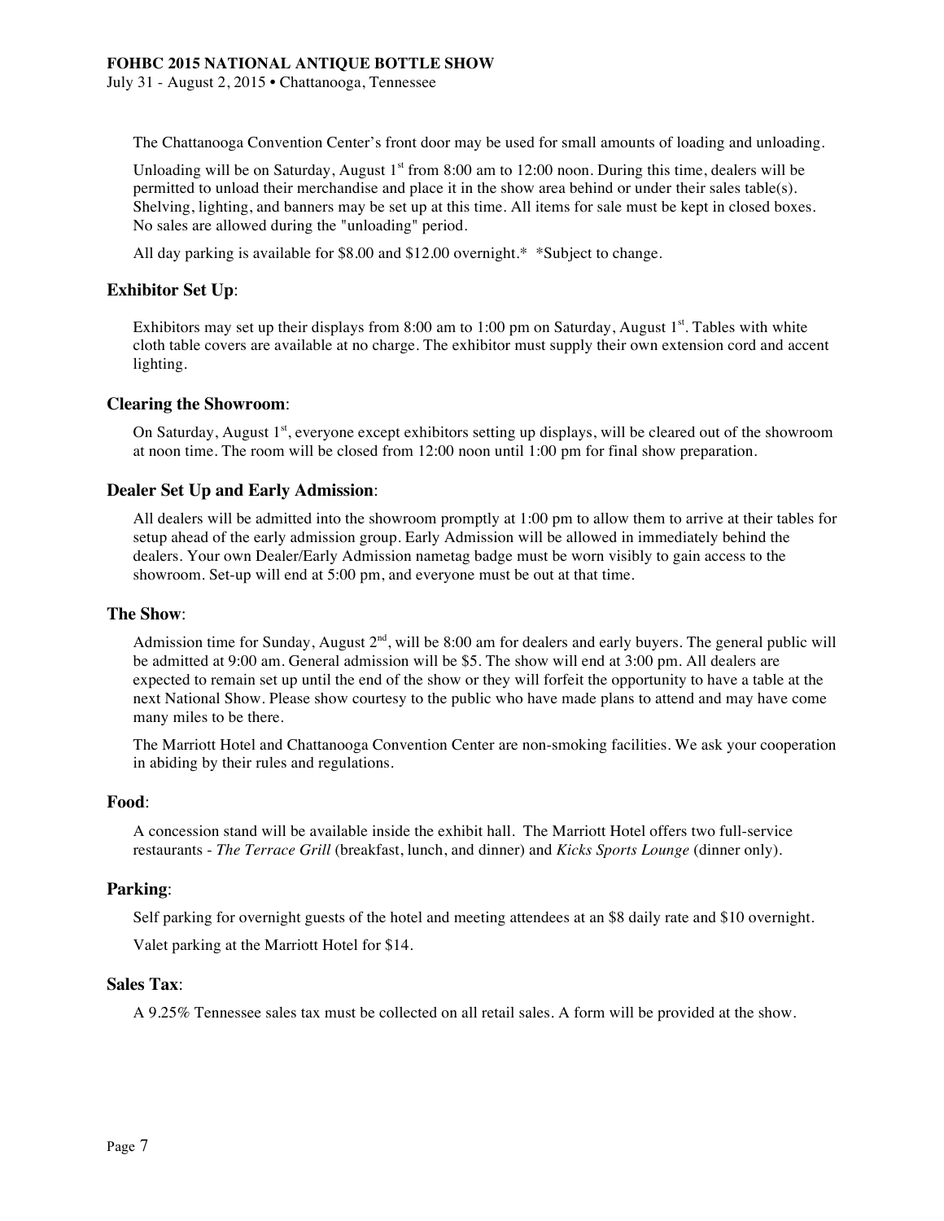The Chattanooga Convention Center's front door may be used for small amounts of loading and unloading.

Unloading will be on Saturday, August 1st from 8:00 am to 12:00 noon. During this time, dealers will be permitted to unload their merchandise and place it in the show area behind or under their sales table(s). Shelving, lighting, and banners may be set up at this time. All items for sale must be kept in closed boxes. No sales are allowed during the "unloading" period.

All day parking is available for $8.00 and $12.00 overnight.* *Subject to change.

### **Exhibitor Set Up**:

Exhibitors may set up their displays from 8:00 am to 1:00 pm on Saturday, August 1st. Tables with white cloth table covers are available at no charge. The exhibitor must supply their own extension cord and accent lighting.

### **Clearing the Showroom**:

On Saturday, August 1st, everyone except exhibitors setting up displays, will be cleared out of the showroom at noon time. The room will be closed from 12:00 noon until 1:00 pm for final show preparation.

### **Dealer Set Up and Early Admission**:

All dealers will be admitted into the showroom promptly at 1:00 pm to allow them to arrive at their tables for setup ahead of the early admission group. Early Admission will be allowed in immediately behind the dealers. Your own Dealer/Early Admission nametag badge must be worn visibly to gain access to the showroom. Set-up will end at 5:00 pm, and everyone must be out at that time.

### **The Show**:

Admission time for Sunday, August 2nd, will be 8:00 am for dealers and early buyers. The general public will be admitted at 9:00 am. General admission will be $5. The show will end at 3:00 pm. All dealers are expected to remain set up until the end of the show or they will forfeit the opportunity to have a table at the next National Show. Please show courtesy to the public who have made plans to attend and may have come many miles to be there.

The Marriott Hotel and Chattanooga Convention Center are non-smoking facilities. We ask your cooperation in abiding by their rules and regulations.

### **Food**:

A concession stand will be available inside the exhibit hall. The Marriott Hotel offers two full-service restaurants - *The Terrace Grill* (breakfast, lunch, and dinner) and *Kicks Sports Lounge* (dinner only).

### **Parking**:

Self parking for overnight guests of the hotel and meeting attendees at an $8 daily rate and $10 overnight.

Valet parking at the Marriott Hotel for $14.

### **Sales Tax**:

A 9.25% Tennessee sales tax must be collected on all retail sales. A form will be provided at the show.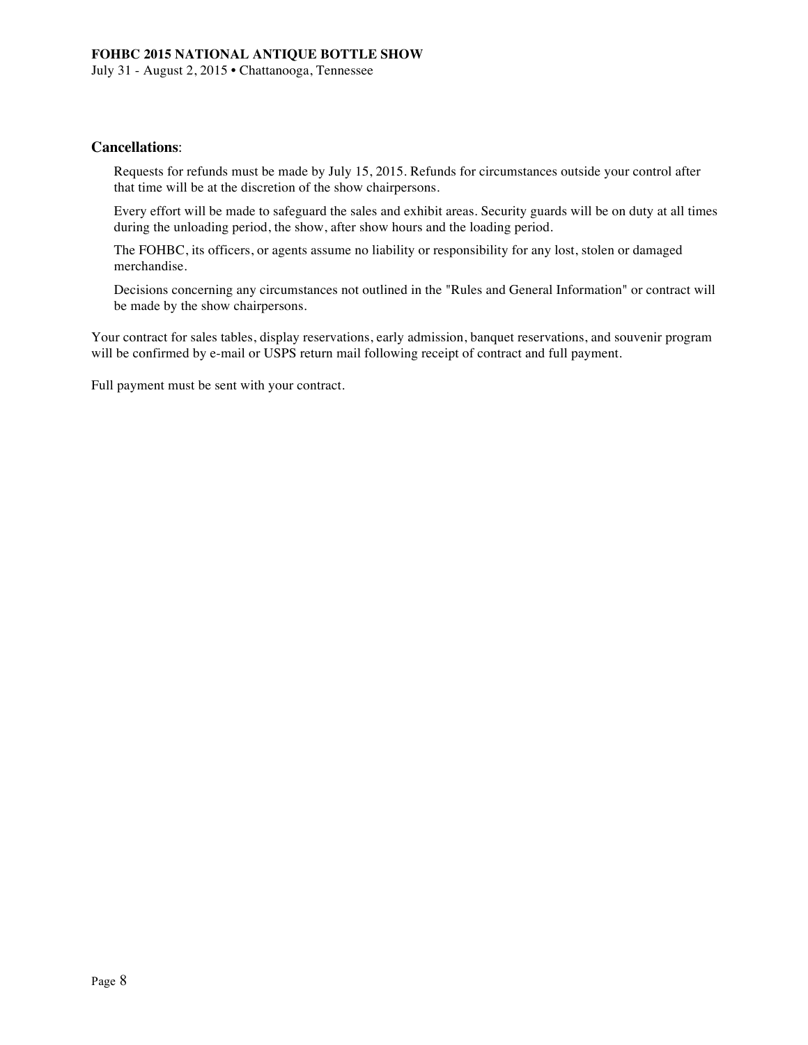**Cancellations**:

Requests for refunds must be made by July 15, 2015. Refunds for circumstances outside your control after that time will be at the discretion of the show chairpersons.

Every effort will be made to safeguard the sales and exhibit areas. Security guards will be on duty at all times during the unloading period, the show, after show hours and the loading period.

The FOHBC, its officers, or agents assume no liability or responsibility for any lost, stolen or damaged merchandise.

Decisions concerning any circumstances not outlined in the "Rules and General Information" or contract will be made by the show chairpersons.

Your contract for sales tables, display reservations, early admission, banquet reservations, and souvenir program will be confirmed by e-mail or USPS return mail following receipt of contract and full payment.

Full payment must be sent with your contract.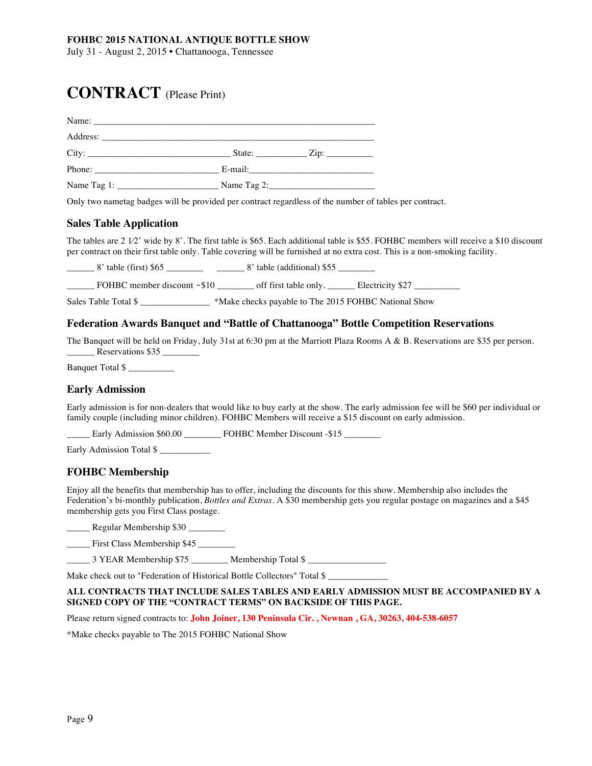**FOHBC 2015 NATIONAL ANTIQUE BOTTLE SHOW**
July 31 - August 2, 2015 • Chattanooga, Tennessee

# CONTRACT (Please Print)

Name: ____________________________________________________________

Address: __________________________________________________________

City: ______________________________ State: ___________ Zip: __________

Phone: ___________________________ E-mail:___________________________

Name Tag 1: ______________________ Name Tag 2:_______________________

Only two nametag badges will be provided per contract regardless of the number of tables per contract.

## Sales Table Application

The tables are 2 1⁄2' wide by 8'. The first table is $65. Each additional table is $55. FOHBC members will receive a $10 discount per contract on their first table only. Table covering will be furnished at no extra cost. This is a non-smoking facility.

______ 8' table (first) $65 ________ ______ 8' table (additional) $55 ________

______ FOHBC member discount −$10 ________ off first table only. ______ Electricity $27 __________

Sales Table Total $ _______________ *Make checks payable to The 2015 FOHBC National Show

## Federation Awards Banquet and "Battle of Chattanooga" Bottle Competition Reservations

The Banquet will be held on Friday, July 31st at 6:30 pm at the Marriott Plaza Rooms A & B. Reservations are $35 per person.
______ Reservations $35 ________

Banquet Total $ __________

## Early Admission

Early admission is for non-dealers that would like to buy early at the show. The early admission fee will be $60 per individual or family couple (including minor children). FOHBC Members will receive a $15 discount on early admission.

_____ Early Admission $60.00 ________ FOHBC Member Discount -$15 ________

Early Admission Total $ ___________

## FOHBC Membership

Enjoy all the benefits that membership has to offer, including the discounts for this show. Membership also includes the Federation's bi-monthly publication, *Bottles and Extras*. A $30 membership gets you regular postage on magazines and a $45 membership gets you First Class postage.

_____ Regular Membership $30 ________

_____ First Class Membership $45 ________

_____ 3 YEAR Membership $75 ________ Membership Total $ ________________

Make check out to "Federation of Historical Bottle Collectors" Total $ _____________

**ALL CONTRACTS THAT INCLUDE SALES TABLES AND EARLY ADMISSION MUST BE ACCOMPANIED BY A SIGNED COPY OF THE "CONTRACT TERMS" ON BACKSIDE OF THIS PAGE.**

Please return signed contracts to: **John Joiner, 130 Peninsula Cir. , Newnan , GA, 30263, 404-538-6057**

*Make checks payable to The 2015 FOHBC National Show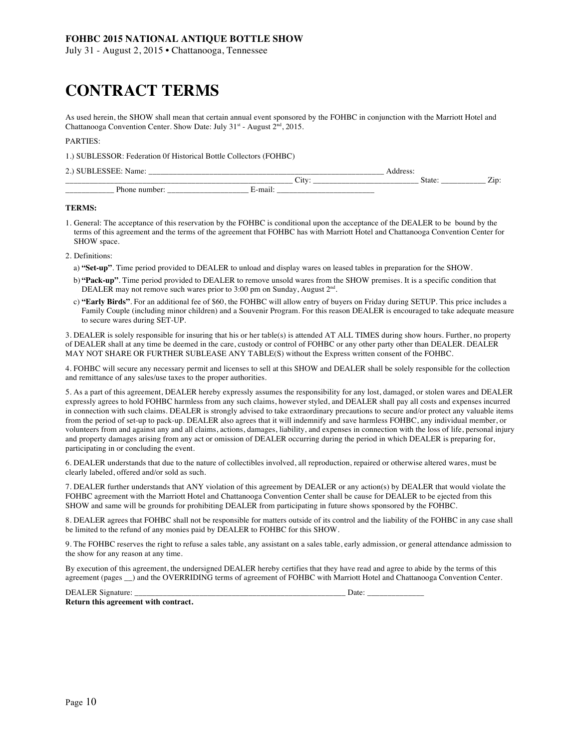**FOHBC 2015 NATIONAL ANTIQUE BOTTLE SHOW**

July 31 - August 2, 2015 • Chattanooga, Tennessee

# CONTRACT TERMS

As used herein, the SHOW shall mean that certain annual event sponsored by the FOHBC in conjunction with the Marriott Hotel and Chattanooga Convention Center. Show Date: July 31st - August 2nd, 2015.

PARTIES:

1.) SUBLESSOR: Federation 0f Historical Bottle Collectors (FOHBC)

2.) SUBLESSEE: Name: ______________________________________________________________ Address: ______________________________________________________ City: __________________________ State: ___________ Zip: ____________ Phone number: ____________________ E-mail: ________________________

**TERMS:**

1. General: The acceptance of this reservation by the FOHBC is conditional upon the acceptance of the DEALER to be bound by the terms of this agreement and the terms of the agreement that FOHBC has with Marriott Hotel and Chattanooga Convention Center for SHOW space.

2. Definitions:

   a) **"Set-up"**. Time period provided to DEALER to unload and display wares on leased tables in preparation for the SHOW.

   b) **"Pack-up"**. Time period provided to DEALER to remove unsold wares from the SHOW premises. It is a specific condition that DEALER may not remove such wares prior to 3:00 pm on Sunday, August 2nd.

   c) **"Early Birds"**. For an additional fee of $60, the FOHBC will allow entry of buyers on Friday during SETUP. This price includes a Family Couple (including minor children) and a Souvenir Program. For this reason DEALER is encouraged to take adequate measure to secure wares during SET-UP.

3. DEALER is solely responsible for insuring that his or her table(s) is attended AT ALL TIMES during show hours. Further, no property of DEALER shall at any time be deemed in the care, custody or control of FOHBC or any other party other than DEALER. DEALER MAY NOT SHARE OR FURTHER SUBLEASE ANY TABLE(S) without the Express written consent of the FOHBC.

4. FOHBC will secure any necessary permit and licenses to sell at this SHOW and DEALER shall be solely responsible for the collection and remittance of any sales/use taxes to the proper authorities.

5. As a part of this agreement, DEALER hereby expressly assumes the responsibility for any lost, damaged, or stolen wares and DEALER expressly agrees to hold FOHBC harmless from any such claims, however styled, and DEALER shall pay all costs and expenses incurred in connection with such claims. DEALER is strongly advised to take extraordinary precautions to secure and/or protect any valuable items from the period of set-up to pack-up. DEALER also agrees that it will indemnify and save harmless FOHBC, any individual member, or volunteers from and against any and all claims, actions, damages, liability, and expenses in connection with the loss of life, personal injury and property damages arising from any act or omission of DEALER occurring during the period in which DEALER is preparing for, participating in or concluding the event.

6. DEALER understands that due to the nature of collectibles involved, all reproduction, repaired or otherwise altered wares, must be clearly labeled, offered and/or sold as such.

7. DEALER further understands that ANY violation of this agreement by DEALER or any action(s) by DEALER that would violate the FOHBC agreement with the Marriott Hotel and Chattanooga Convention Center shall be cause for DEALER to be ejected from this SHOW and same will be grounds for prohibiting DEALER from participating in future shows sponsored by the FOHBC.

8. DEALER agrees that FOHBC shall not be responsible for matters outside of its control and the liability of the FOHBC in any case shall be limited to the refund of any monies paid by DEALER to FOHBC for this SHOW.

9. The FOHBC reserves the right to refuse a sales table, any assistant on a sales table, early admission, or general attendance admission to the show for any reason at any time.

By execution of this agreement, the undersigned DEALER hereby certifies that they have read and agree to abide by the terms of this agreement (pages __) and the OVERRIDING terms of agreement of FOHBC with Marriott Hotel and Chattanooga Convention Center.

DEALER Signature: ______________________________________________________ Date: ______________

**Return this agreement with contract.**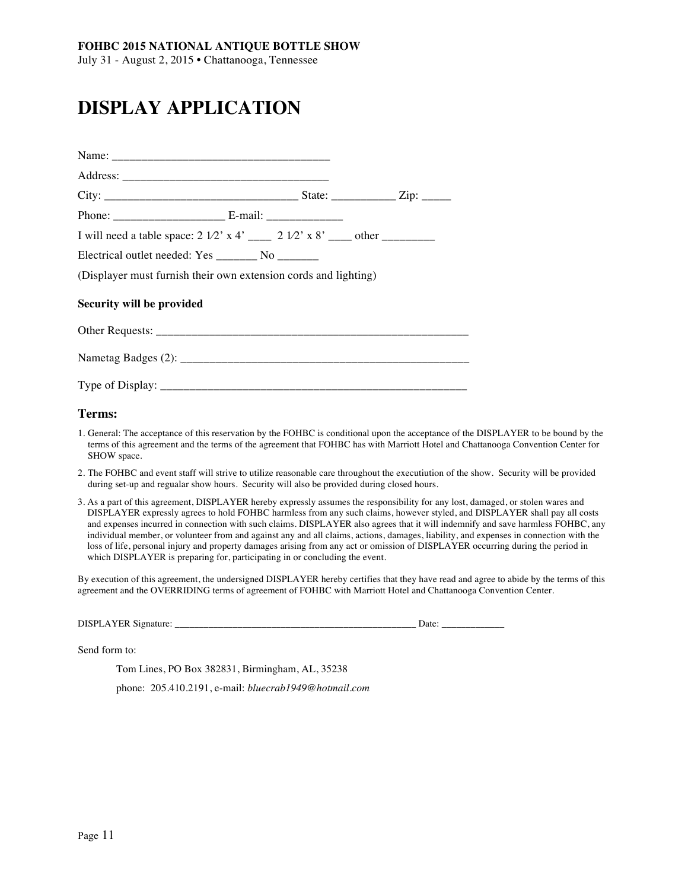**FOHBC 2015 NATIONAL ANTIQUE BOTTLE SHOW**
July 31 - August 2, 2015 • Chattanooga, Tennessee

# DISPLAY APPLICATION

Name: ____________________________________

Address: __________________________________

City: ________________________________ State: __________ Zip: _____

Phone: __________________ E-mail: ____________

I will need a table space: 2 1⁄2' x 4' ____ 2 1⁄2' x 8' ____ other ________

Electrical outlet needed: Yes _______ No _______

(Displayer must furnish their own extension cords and lighting)

**Security will be provided**

Other Requests: ____________________________________________________

Nametag Badges (2): ________________________________________________

Type of Display: ____________________________________________________

## Terms:

1. General: The acceptance of this reservation by the FOHBC is conditional upon the acceptance of the DISPLAYER to be bound by the terms of this agreement and the terms of the agreement that FOHBC has with Marriott Hotel and Chattanooga Convention Center for SHOW space.
2. The FOHBC and event staff will strive to utilize reasonable care throughout the executiution of the show. Security will be provided during set-up and regualar show hours. Security will also be provided during closed hours.
3. As a part of this agreement, DISPLAYER hereby expressly assumes the responsibility for any lost, damaged, or stolen wares and DISPLAYER expressly agrees to hold FOHBC harmless from any such claims, however styled, and DISPLAYER shall pay all costs and expenses incurred in connection with such claims. DISPLAYER also agrees that it will indemnify and save harmless FOHBC, any individual member, or volunteer from and against any and all claims, actions, damages, liability, and expenses in connection with the loss of life, personal injury and property damages arising from any act or omission of DISPLAYER occurring during the period in which DISPLAYER is preparing for, participating in or concluding the event.

By execution of this agreement, the undersigned DISPLAYER hereby certifies that they have read and agree to abide by the terms of this agreement and the OVERRIDING terms of agreement of FOHBC with Marriott Hotel and Chattanooga Convention Center.

DISPLAYER Signature: ______________________________________________ Date: ____________

Send form to:

Tom Lines, PO Box 382831, Birmingham, AL, 35238

phone: 205.410.2191, e-mail: *bluecrab1949@hotmail.com*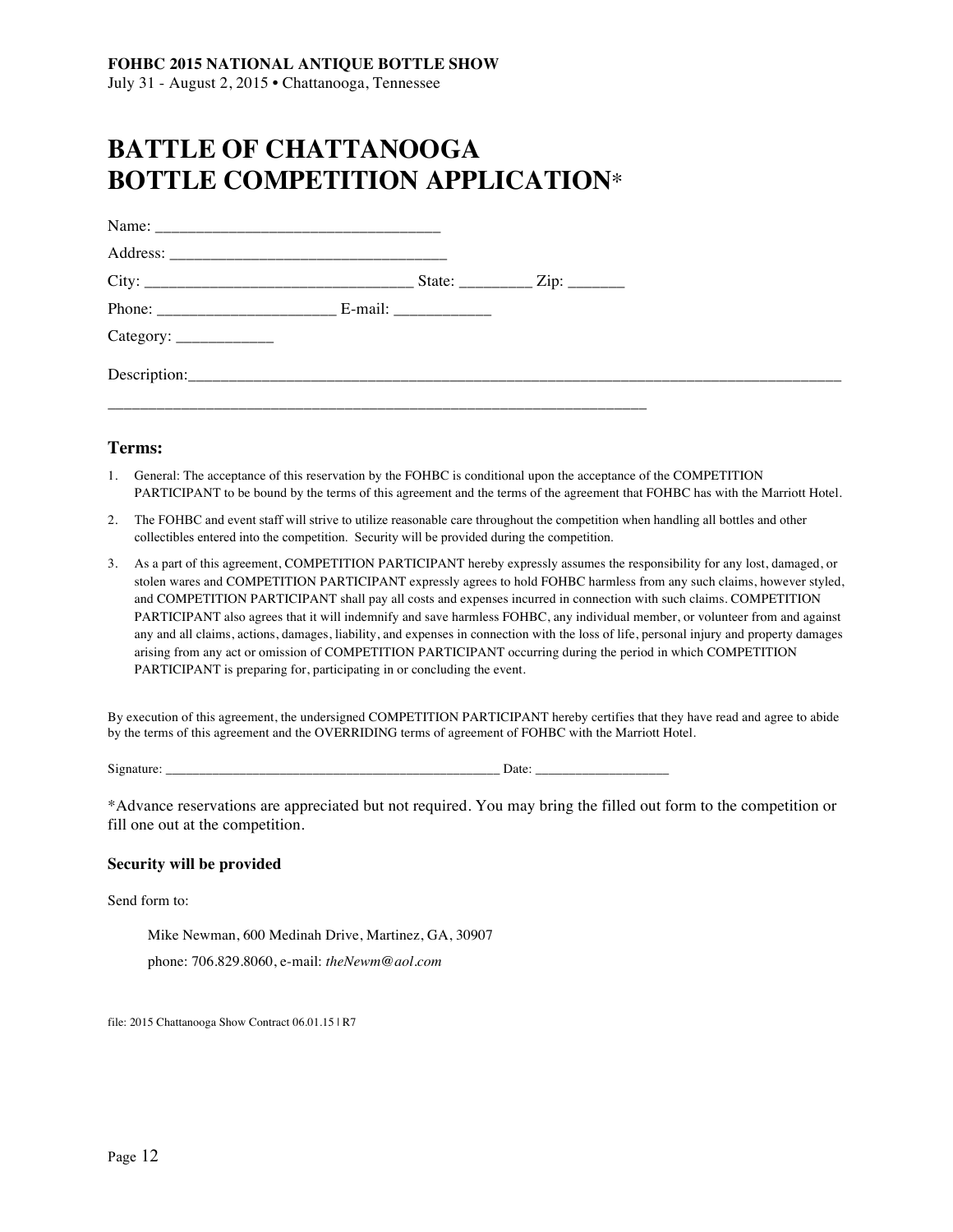**FOHBC 2015 NATIONAL ANTIQUE BOTTLE SHOW**
July 31 - August 2, 2015 • Chattanooga, Tennessee

# BATTLE OF CHATTANOOGA BOTTLE COMPETITION APPLICATION*

Name: ___________________________________

Address: __________________________________

City: _________________________________ State: _________ Zip: _______

Phone: ______________________ E-mail: ____________

Category: ____________

Description:_________________________________________________________________________________

___________________________________________________________________

## Terms:

1. General: The acceptance of this reservation by the FOHBC is conditional upon the acceptance of the COMPETITION PARTICIPANT to be bound by the terms of this agreement and the terms of the agreement that FOHBC has with the Marriott Hotel.
2. The FOHBC and event staff will strive to utilize reasonable care throughout the competition when handling all bottles and other collectibles entered into the competition. Security will be provided during the competition.
3. As a part of this agreement, COMPETITION PARTICIPANT hereby expressly assumes the responsibility for any lost, damaged, or stolen wares and COMPETITION PARTICIPANT expressly agrees to hold FOHBC harmless from any such claims, however styled, and COMPETITION PARTICIPANT shall pay all costs and expenses incurred in connection with such claims. COMPETITION PARTICIPANT also agrees that it will indemnify and save harmless FOHBC, any individual member, or volunteer from and against any and all claims, actions, damages, liability, and expenses in connection with the loss of life, personal injury and property damages arising from any act or omission of COMPETITION PARTICIPANT occurring during the period in which COMPETITION PARTICIPANT is preparing for, participating in or concluding the event.

By execution of this agreement, the undersigned COMPETITION PARTICIPANT hereby certifies that they have read and agree to abide by the terms of this agreement and the OVERRIDING terms of agreement of FOHBC with the Marriott Hotel.

Signature: ____________________________________________________ Date: ___________________

*Advance reservations are appreciated but not required. You may bring the filled out form to the competition or fill one out at the competition.

**Security will be provided**

Send form to:

Mike Newman, 600 Medinah Drive, Martinez, GA, 30907

phone: 706.829.8060, e-mail: *theNewm@aol.com*

file: 2015 Chattanooga Show Contract 06.01.15 | R7